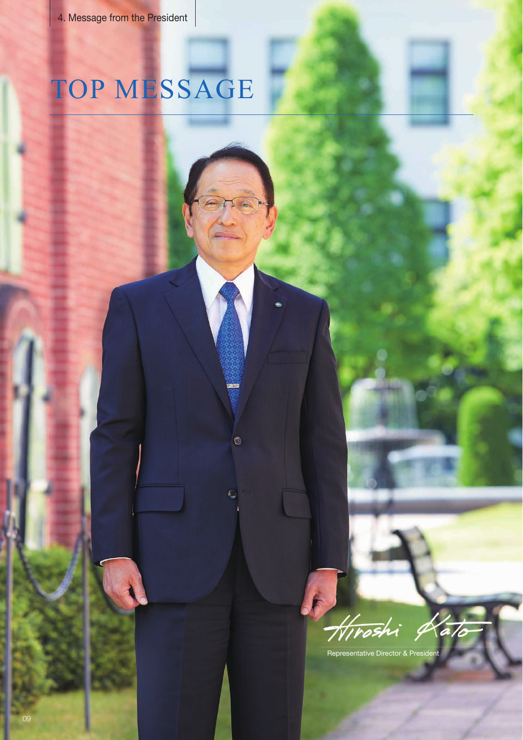# TOP MESSAGE

Hiroshi Kato

Representative Director & President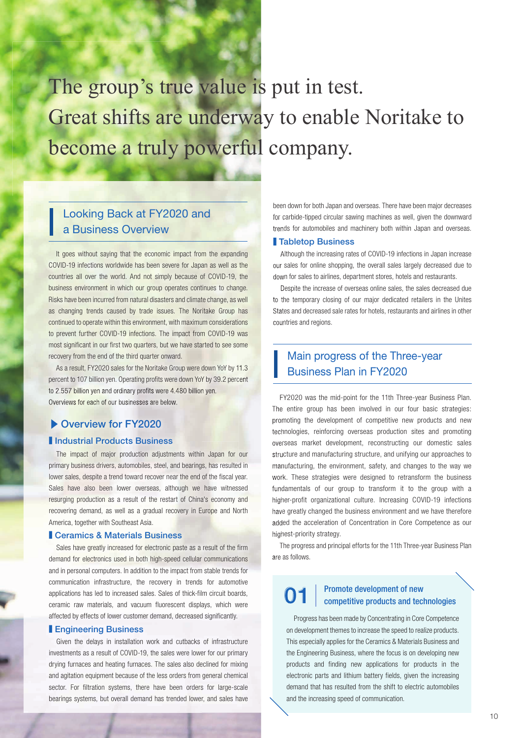# The group's true value is put in test. Great shifts are underway to enable Noritake to become a truly powerful company.

## Looking Back at FY2020 and a Business Overview

It goes without saying that the economic impact from the expanding COVID-19 infections worldwide has been severe for Japan as well as the countries all over the world. And not simply because of COVID-19, the business environment in which our group operates continues to change. Risks have been incurred from natural disasters and climate change, as well as changing trends caused by trade issues. The Noritake Group has continued to operate within this environment, with maximum considerations to prevent further COVID-19 infections. The impact from COVID-19 was most significant in our first two quarters, but we have started to see some recovery from the end of the third quarter onward.

As a result, FY2020 sales for the Noritake Group were down YoY by 11.3 percent to 107 billion yen. Operating profits were down YoY by 39.2 percent to 2.557 billion yen and ordinary profits were 4.480 billion yen.

Overviews for each of our businesses are below.

### ▶ Overview for FY2020

#### Industrial Products Business

The impact of major production adjustments within Japan for our primary business drivers, automobiles, steel, and bearings, has resulted in lower sales, despite a trend toward recover near the end of the fiscal year. Sales have also been lower overseas, although we have witnessed resurging production as a result of the restart of China's economy and recovering demand, as well as a gradual recovery in Europe and North America, together with Southeast Asia.

#### Ceramics & Materials Business

Sales have greatly increased for electronic paste as a result of the firm demand for electronics used in both high-speed cellular communications and in personal computers. In addition to the impact from stable trends for communication infrastructure, the recovery in trends for automotive applications has led to increased sales. Sales of thick-film circuit boards, ceramic raw materials, and vacuum fluorescent displays, which were affected by effects of lower customer demand, decreased significantly.

#### Engineering Business

Given the delays in installation work and cutbacks of infrastructure investments as a result of COVID-19, the sales were lower for our primary drying furnaces and heating furnaces. The sales also declined for mixing and agitation equipment because of the less orders from general chemical sector. For filtration systems, there have been orders for large-scale bearings systems, but overall demand has trended lower, and sales have been down for both Japan and overseas. There have been major decreases for carbide-tipped circular sawing machines as well, given the downward trends for automobiles and machinery both within Japan and overseas.

#### Tabletop Business

Although the increasing rates of COVID-19 infections in Japan increase our sales for online shopping, the overall sales largely decreased due to down for sales to airlines, department stores, hotels and restaurants.

Despite the increase of overseas online sales, the sales decreased due to the temporary closing of our major dedicated retailers in the Unites States and decreased sale rates for hotels, restaurants and airlines in other countries and regions.

## Main progress of the Three-year Business Plan in FY2020

FY2020 was the mid-point for the 11th Three-year Business Plan. The entire group has been involved in our four basic strategies: promoting the development of competitive new products and new technologies, reinforcing overseas production sites and promoting overseas market development, reconstructing our domestic sales structure and manufacturing structure, and unifying our approaches to manufacturing, the environment, safety, and changes to the way we work. These strategies were designed to retransform the business fundamentals of our group to transform it to the group with a higher-profit organizational culture. Increasing COVID-19 infections have greatly changed the business environment and we have therefore added the acceleration of Concentration in Core Competence as our highest-priority strategy.

The progress and principal efforts for the 11th Three-year Business Plan are as follows.

### 01 Promote development of new competitive products and technologies

Progress has been made by Concentrating in Core Competence on development themes to increase the speed to realize products. This especially applies for the Ceramics & Materials Business and the Engineering Business, where the focus is on developing new products and finding new applications for products in the electronic parts and lithium battery fields, given the increasing demand that has resulted from the shift to electric automobiles and the increasing speed of communication.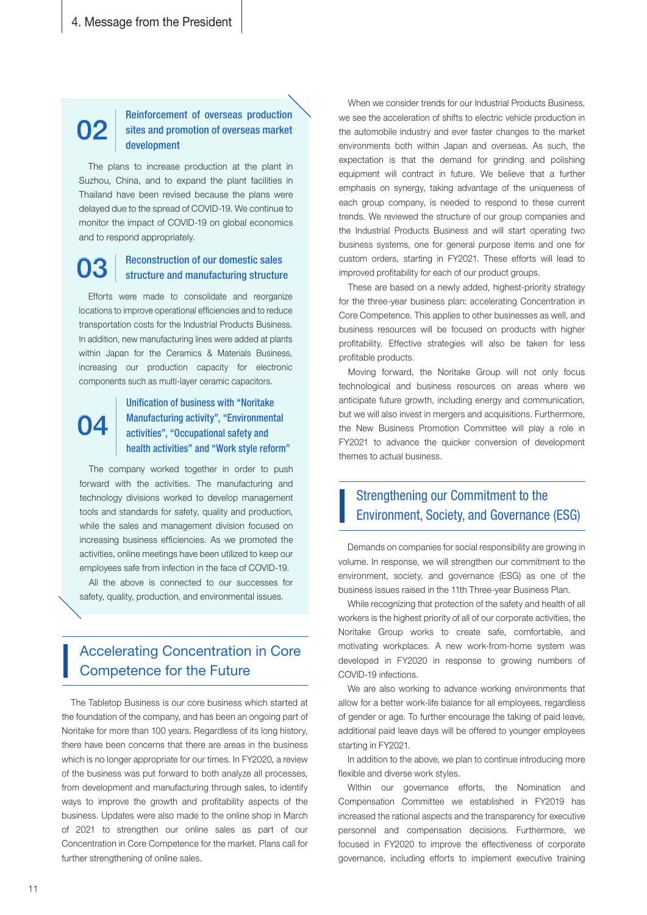### 02 Reinforcement of overseas production sites and promotion of overseas market development

The plans to increase production at the plant in Suzhou, China, and to expand the plant facilities in Thailand have been revised because the plans were delayed due to the spread of COVID-19. We continue to monitor the impact of COVID-19 on global economics and to respond appropriately.

### 03 Reconstruction of our domestic sales structure and manufacturing structure

Efforts were made to consolidate and reorganize locations to improve operational efficiencies and to reduce transportation costs for the Industrial Products Business. In addition, new manufacturing lines were added at plants within Japan for the Ceramics & Materials Business, increasing our production capacity for electronic components such as multi-layer ceramic capacitors.

### 04 Unification of business with "Noritake Manufacturing activity", "Environmental activities", "Occupational safety and health activities" and "Work style reform"

The company worked together in order to push forward with the activities. The manufacturing and technology divisions worked to develop management tools and standards for safety, quality and production, while the sales and management division focused on increasing business efficiencies. As we promoted the activities, online meetings have been utilized to keep our employees safe from infection in the face of COVID-19.

All the above is connected to our successes for safety, quality, production, and environmental issues.

## Accelerating Concentration in Core Competence for the Future

The Tabletop Business is our core business which started at the foundation of the company, and has been an ongoing part of Noritake for more than 100 years. Regardless of its long history, there have been concerns that there are areas in the business which is no longer appropriate for our times. In FY2020, a review of the business was put forward to both analyze all processes, from development and manufacturing through sales, to identify ways to improve the growth and profitability aspects of the business. Updates were also made to the online shop in March of 2021 to strengthen our online sales as part of our Concentration in Core Competence for the market. Plans call for further strengthening of online sales.

When we consider trends for our Industrial Products Business, we see the acceleration of shifts to electric vehicle production in the automobile industry and ever faster changes to the market environments both within Japan and overseas. As such, the expectation is that the demand for grinding and polishing equipment will contract in future. We believe that a further emphasis on synergy, taking advantage of the uniqueness of each group company, is needed to respond to these current trends. We reviewed the structure of our group companies and the Industrial Products Business and will start operating two business systems, one for general purpose items and one for custom orders, starting in FY2021. These efforts will lead to improved profitability for each of our product groups.

These are based on a newly added, highest-priority strategy for the three-year business plan: accelerating Concentration in Core Competence. This applies to other businesses as well, and business resources will be focused on products with higher profitability. Effective strategies will also be taken for less profitable products.

Moving forward, the Noritake Group will not only focus technological and business resources on areas where we anticipate future growth, including energy and communication, but we will also invest in mergers and acquisitions. Furthermore, the New Business Promotion Committee will play a role in FY2021 to advance the quicker conversion of development themes to actual business.

## Strengthening our Commitment to the Environment, Society, and Governance (ESG)

Demands on companies for social responsibility are growing in volume. In response, we will strengthen our commitment to the environment, society, and governance (ESG) as one of the business issues raised in the 11th Three-year Business Plan.

While recognizing that protection of the safety and health of all workers is the highest priority of all of our corporate activities, the Noritake Group works to create safe, comfortable, and motivating workplaces. A new work-from-home system was developed in FY2020 in response to growing numbers of COVID-19 infections.

We are also working to advance working environments that allow for a better work-life balance for all employees, regardless of gender or age. To further encourage the taking of paid leave, additional paid leave days will be offered to younger employees starting in FY2021.

In addition to the above, we plan to continue introducing more flexible and diverse work styles.

Within our governance efforts, the Nomination and Compensation Committee we established in FY2019 has increased the rational aspects and the transparency for executive personnel and compensation decisions. Furthermore, we focused in FY2020 to improve the effectiveness of corporate governance, including efforts to implement executive training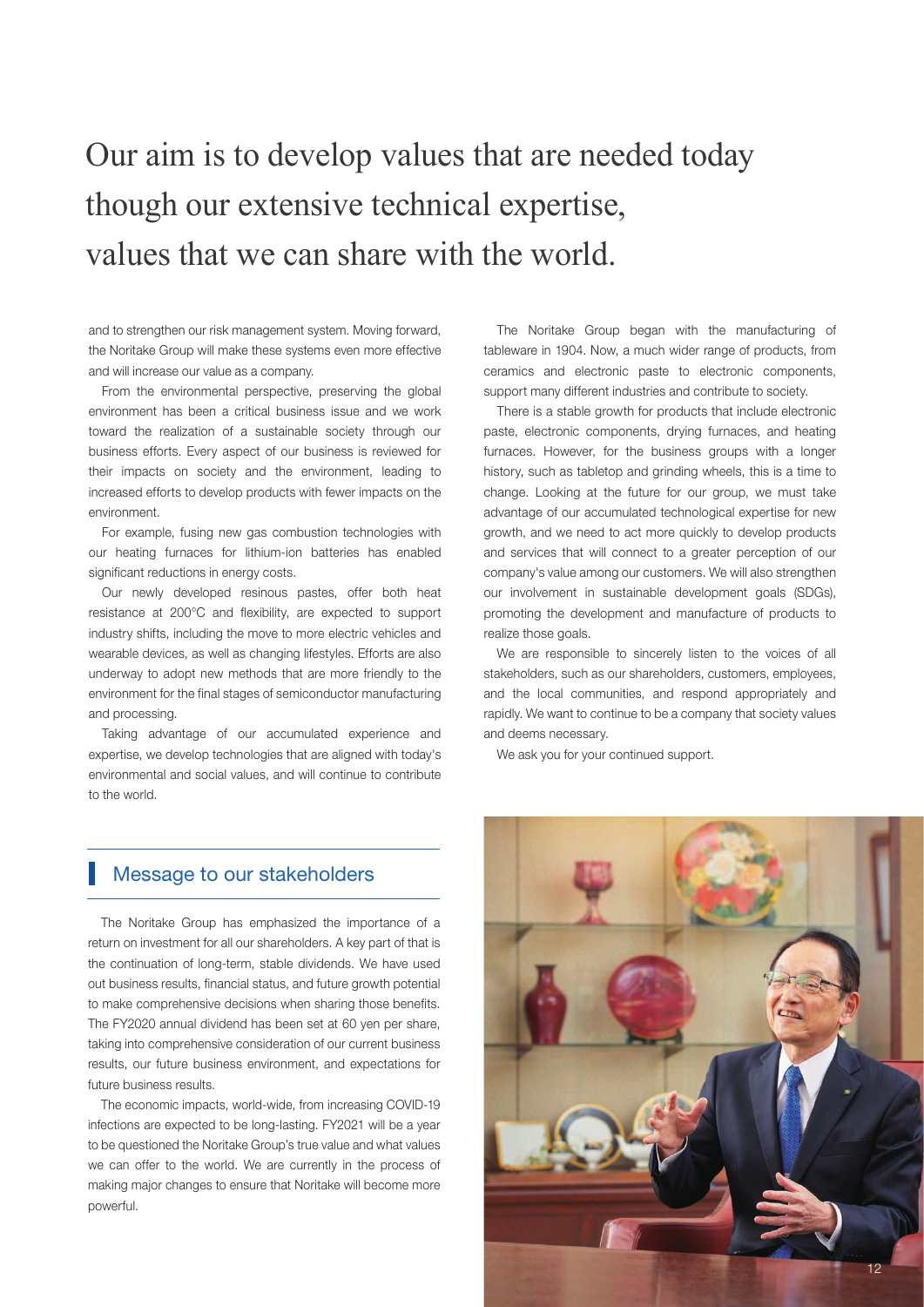# Our aim is to develop values that are needed today though our extensive technical expertise, values that we can share with the world.

and to strengthen our risk management system. Moving forward, the Noritake Group will make these systems even more effective and will increase our value as a company.

From the environmental perspective, preserving the global environment has been a critical business issue and we work toward the realization of a sustainable society through our business efforts. Every aspect of our business is reviewed for their impacts on society and the environment, leading to increased efforts to develop products with fewer impacts on the environment.

For example, fusing new gas combustion technologies with our heating furnaces for lithium-ion batteries has enabled significant reductions in energy costs.

Our newly developed resinous pastes, offer both heat resistance at 200°C and flexibility, are expected to support industry shifts, including the move to more electric vehicles and wearable devices, as well as changing lifestyles. Efforts are also underway to adopt new methods that are more friendly to the environment for the final stages of semiconductor manufacturing and processing.

Taking advantage of our accumulated experience and expertise, we develop technologies that are aligned with today's environmental and social values, and will continue to contribute to the world.

## Message to our stakeholders

The Noritake Group has emphasized the importance of a return on investment for all our shareholders. A key part of that is the continuation of long-term, stable dividends. We have used out business results, financial status, and future growth potential to make comprehensive decisions when sharing those benefits. The FY2020 annual dividend has been set at 60 yen per share, taking into comprehensive consideration of our current business results, our future business environment, and expectations for future business results.

The economic impacts, world-wide, from increasing COVID-19 infections are expected to be long-lasting. FY2021 will be a year to be questioned the Noritake Group's true value and what values we can offer to the world. We are currently in the process of making major changes to ensure that Noritake will become more powerful.

The Noritake Group began with the manufacturing of tableware in 1904. Now, a much wider range of products, from ceramics and electronic paste to electronic components, support many different industries and contribute to society.

There is a stable growth for products that include electronic paste, electronic components, drying furnaces, and heating furnaces. However, for the business groups with a longer history, such as tabletop and grinding wheels, this is a time to change. Looking at the future for our group, we must take advantage of our accumulated technological expertise for new growth, and we need to act more quickly to develop products and services that will connect to a greater perception of our company's value among our customers. We will also strengthen our involvement in sustainable development goals (SDGs), promoting the development and manufacture of products to realize those goals.

We are responsible to sincerely listen to the voices of all stakeholders, such as our shareholders, customers, employees, and the local communities, and respond appropriately and rapidly. We want to continue to be a company that society values and deems necessary.

We ask you for your continued support.